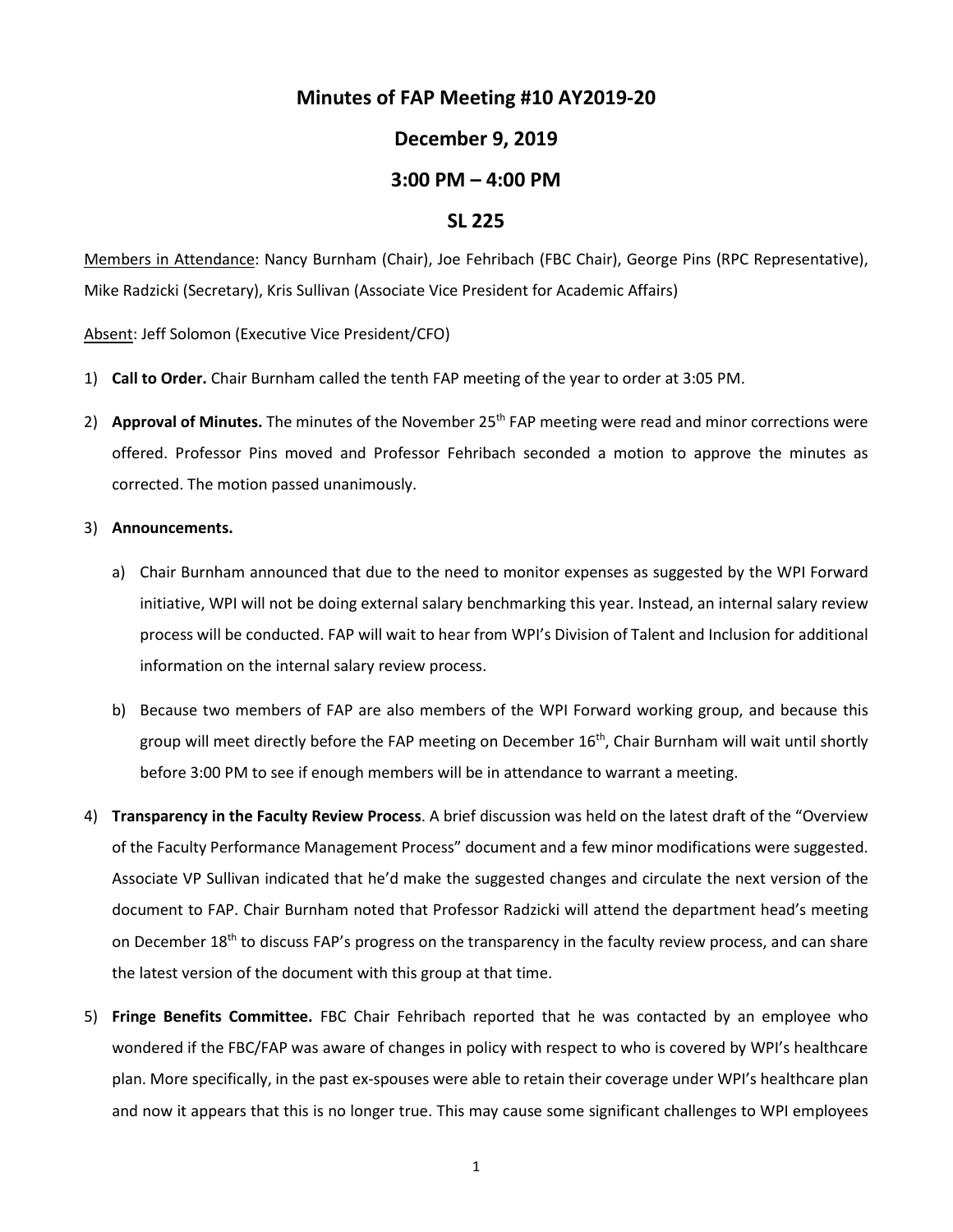# Minutes of FAP Meeting #10 AY2019-20

## December 9, 2019

## 3:00 PM – 4:00 PM

## SL 225

Members in Attendance: Nancy Burnham (Chair), Joe Fehribach (FBC Chair), George Pins (RPC Representative), Mike Radzicki (Secretary), Kris Sullivan (Associate Vice President for Academic Affairs)

Absent: Jeff Solomon (Executive Vice President/CFO)

1) **Call to Order.** Chair Burnham called the tenth FAP meeting of the year to order at 3:05 PM.

2) **Approval of Minutes.** The minutes of the November 25th FAP meeting were read and minor corrections were offered. Professor Pins moved and Professor Fehribach seconded a motion to approve the minutes as corrected. The motion passed unanimously.

3) **Announcements.**

   a) Chair Burnham announced that due to the need to monitor expenses as suggested by the WPI Forward initiative, WPI will not be doing external salary benchmarking this year. Instead, an internal salary review process will be conducted. FAP will wait to hear from WPI's Division of Talent and Inclusion for additional information on the internal salary review process.

   b) Because two members of FAP are also members of the WPI Forward working group, and because this group will meet directly before the FAP meeting on December 16th, Chair Burnham will wait until shortly before 3:00 PM to see if enough members will be in attendance to warrant a meeting.

4) **Transparency in the Faculty Review Process**. A brief discussion was held on the latest draft of the "Overview of the Faculty Performance Management Process" document and a few minor modifications were suggested. Associate VP Sullivan indicated that he'd make the suggested changes and circulate the next version of the document to FAP. Chair Burnham noted that Professor Radzicki will attend the department head's meeting on December 18th to discuss FAP's progress on the transparency in the faculty review process, and can share the latest version of the document with this group at that time.

5) **Fringe Benefits Committee.** FBC Chair Fehribach reported that he was contacted by an employee who wondered if the FBC/FAP was aware of changes in policy with respect to who is covered by WPI's healthcare plan. More specifically, in the past ex-spouses were able to retain their coverage under WPI's healthcare plan and now it appears that this is no longer true. This may cause some significant challenges to WPI employees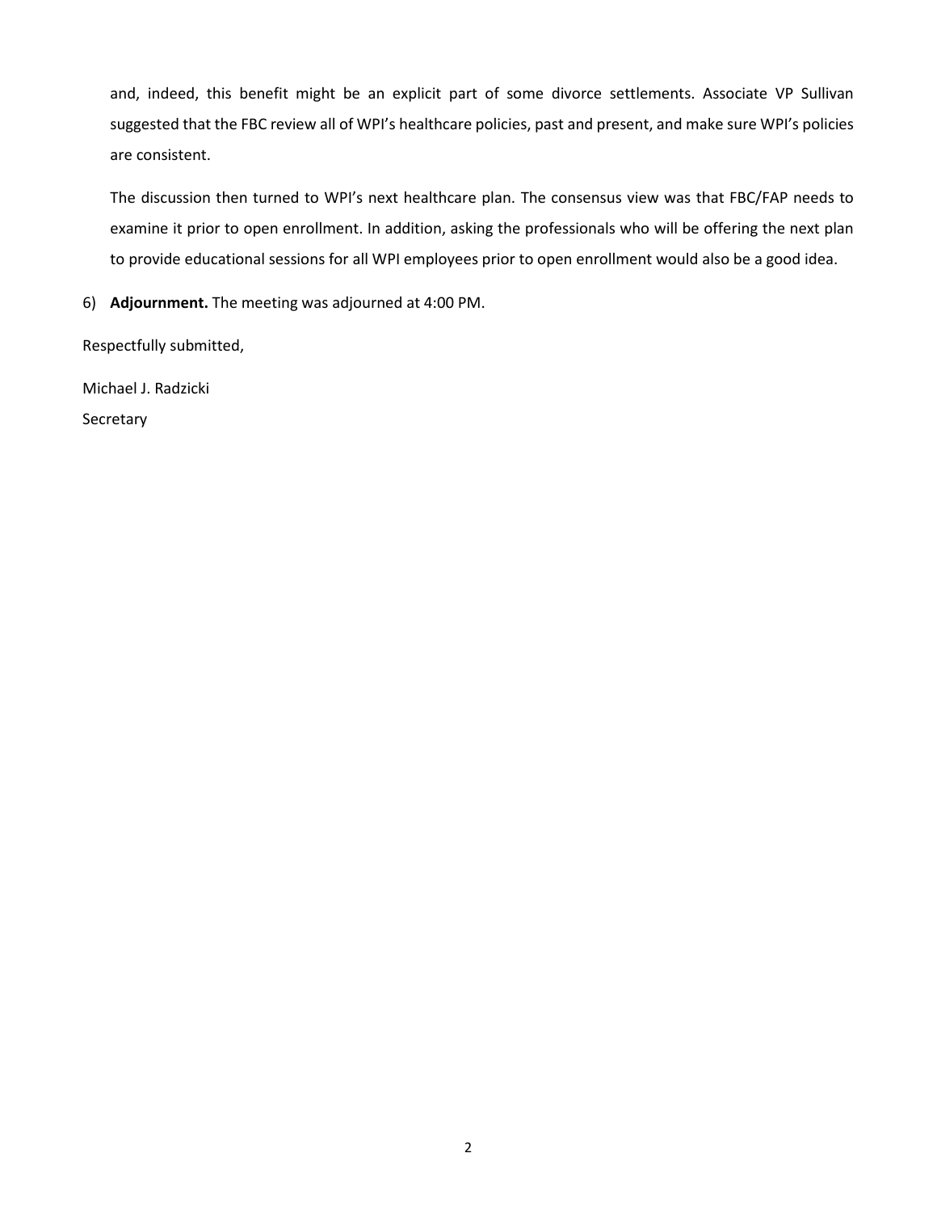and, indeed, this benefit might be an explicit part of some divorce settlements. Associate VP Sullivan suggested that the FBC review all of WPI's healthcare policies, past and present, and make sure WPI's policies are consistent.

The discussion then turned to WPI's next healthcare plan. The consensus view was that FBC/FAP needs to examine it prior to open enrollment. In addition, asking the professionals who will be offering the next plan to provide educational sessions for all WPI employees prior to open enrollment would also be a good idea.

6) **Adjournment.** The meeting was adjourned at 4:00 PM.

Respectfully submitted,

Michael J. Radzicki

Secretary